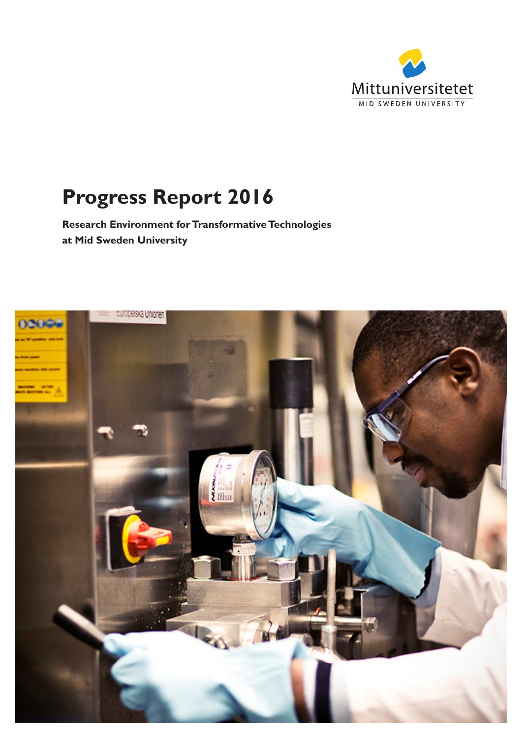Mittuniversitetet

MID SWEDEN UNIVERSITY

# Progress Report 2016

**Research Environment for Transformative Technologies at Mid Sweden University**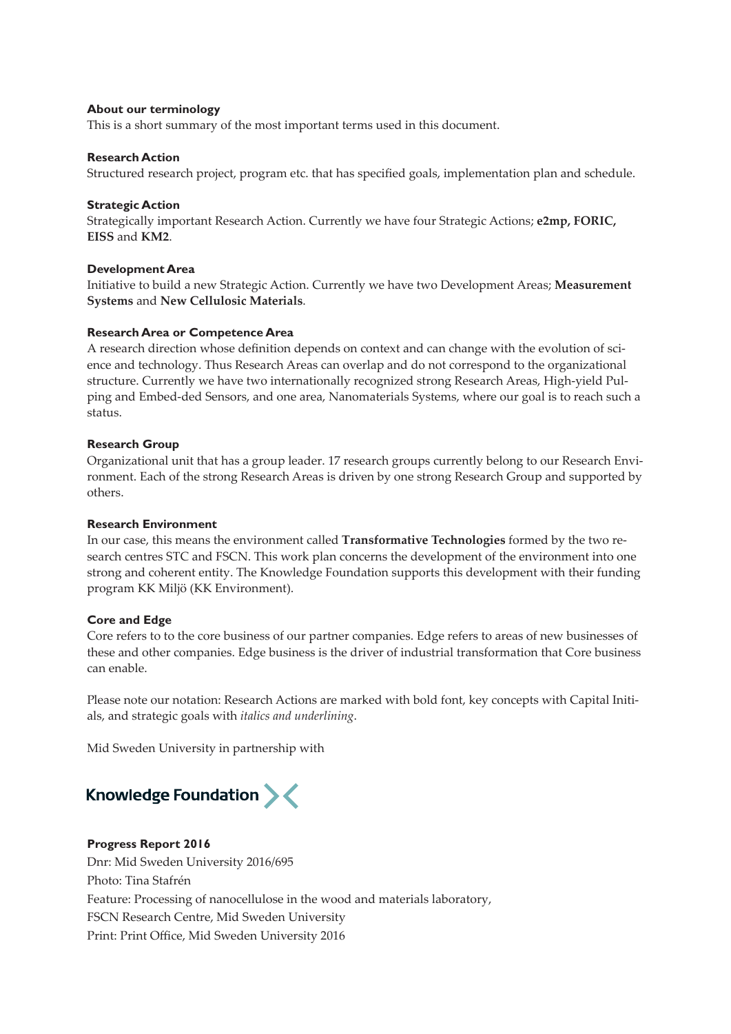### About our terminology

This is a short summary of the most important terms used in this document.

### Research Action

Structured research project, program etc. that has specified goals, implementation plan and schedule.

### Strategic Action

Strategically important Research Action. Currently we have four Strategic Actions; **e2mp, FORIC, EISS** and **KM2**.

### Development Area

Initiative to build a new Strategic Action. Currently we have two Development Areas; **Measurement Systems** and **New Cellulosic Materials**.

### Research Area or Competence Area

A research direction whose definition depends on context and can change with the evolution of science and technology. Thus Research Areas can overlap and do not correspond to the organizational structure. Currently we have two internationally recognized strong Research Areas, High-yield Pulping and Embed-ded Sensors, and one area, Nanomaterials Systems, where our goal is to reach such a status.

### Research Group

Organizational unit that has a group leader. 17 research groups currently belong to our Research Environment. Each of the strong Research Areas is driven by one strong Research Group and supported by others.

### Research Environment

In our case, this means the environment called **Transformative Technologies** formed by the two research centres STC and FSCN. This work plan concerns the development of the environment into one strong and coherent entity. The Knowledge Foundation supports this development with their funding program KK Miljö (KK Environment).

### Core and Edge

Core refers to to the core business of our partner companies. Edge refers to areas of new businesses of these and other companies. Edge business is the driver of industrial transformation that Core business can enable.

Please note our notation: Research Actions are marked with bold font, key concepts with Capital Initials, and strategic goals with *italics and underlining*.

Mid Sweden University in partnership with

Knowledge Foundation

**Progress Report 2016**

Dnr: Mid Sweden University 2016/695
Photo: Tina Stafrén
Feature: Processing of nanocellulose in the wood and materials laboratory,
FSCN Research Centre, Mid Sweden University
Print: Print Office, Mid Sweden University 2016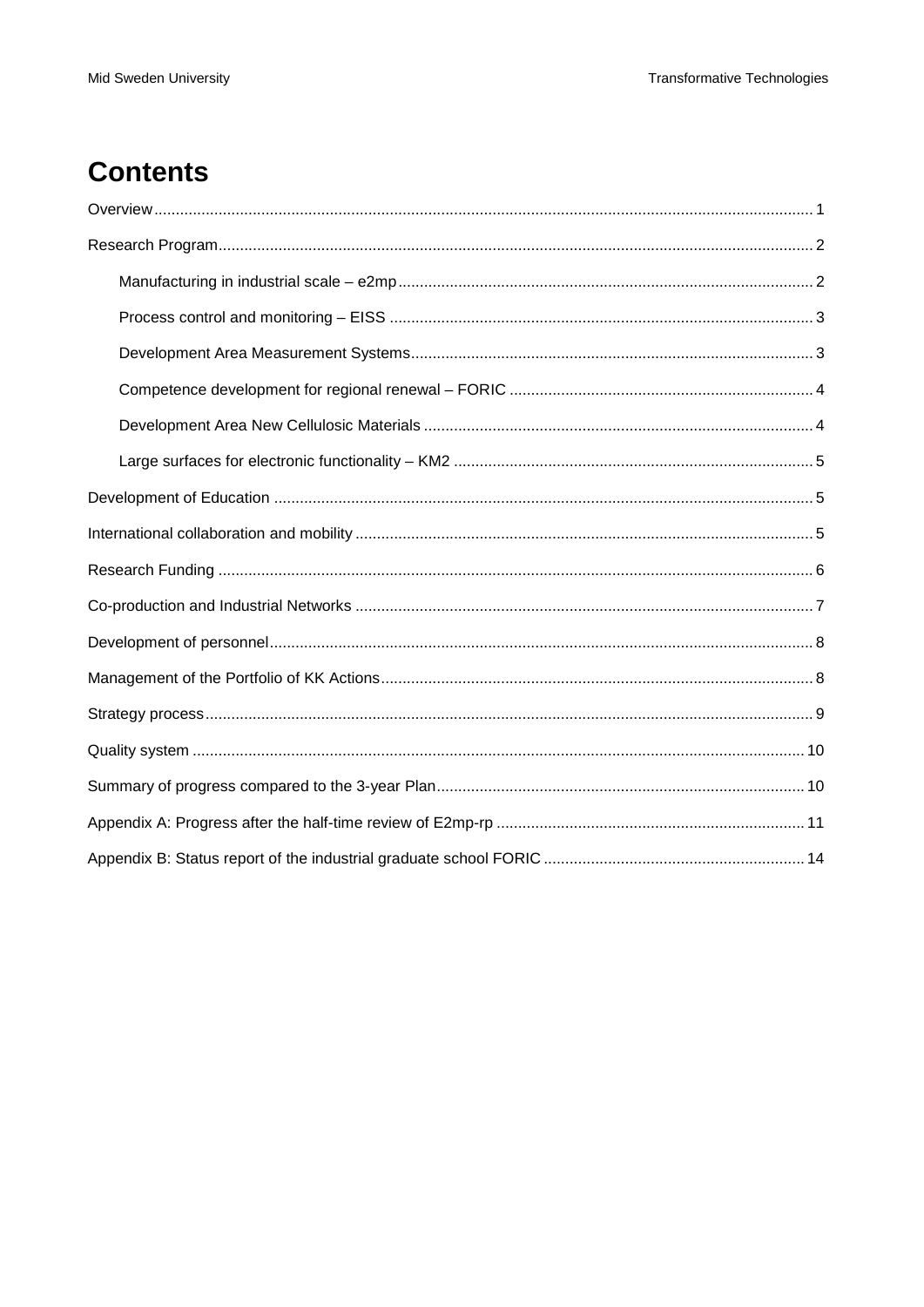# Contents

Overview ........ 1

Research Program ........ 2

- Manufacturing in industrial scale – e2mp ........ 2
- Process control and monitoring – EISS ........ 3
- Development Area Measurement Systems ........ 3
- Competence development for regional renewal – FORIC ........ 4
- Development Area New Cellulosic Materials ........ 4
- Large surfaces for electronic functionality – KM2 ........ 5

Development of Education ........ 5

International collaboration and mobility ........ 5

Research Funding ........ 6

Co-production and Industrial Networks ........ 7

Development of personnel ........ 8

Management of the Portfolio of KK Actions ........ 8

Strategy process ........ 9

Quality system ........ 10

Summary of progress compared to the 3-year Plan ........ 10

Appendix A: Progress after the half-time review of E2mp-rp ........ 11

Appendix B: Status report of the industrial graduate school FORIC ........ 14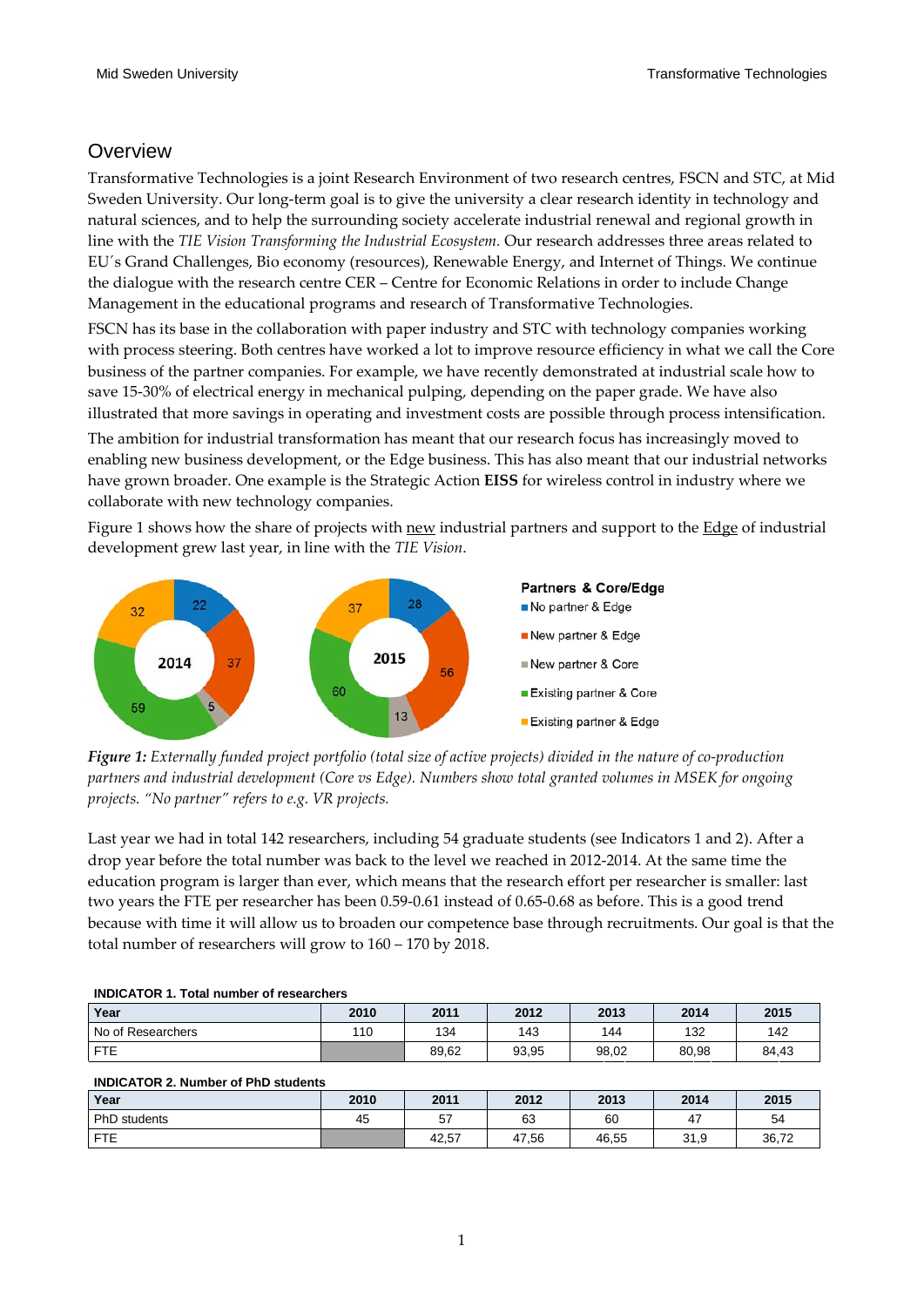## Overview

Transformative Technologies is a joint Research Environment of two research centres, FSCN and STC, at Mid Sweden University. Our long-term goal is to give the university a clear research identity in technology and natural sciences, and to help the surrounding society accelerate industrial renewal and regional growth in line with the *TIE Vision Transforming the Industrial Ecosystem*. Our research addresses three areas related to EU´s Grand Challenges, Bio economy (resources), Renewable Energy, and Internet of Things. We continue the dialogue with the research centre CER – Centre for Economic Relations in order to include Change Management in the educational programs and research of Transformative Technologies.

FSCN has its base in the collaboration with paper industry and STC with technology companies working with process steering. Both centres have worked a lot to improve resource efficiency in what we call the Core business of the partner companies. For example, we have recently demonstrated at industrial scale how to save 15-30% of electrical energy in mechanical pulping, depending on the paper grade. We have also illustrated that more savings in operating and investment costs are possible through process intensification.

The ambition for industrial transformation has meant that our research focus has increasingly moved to enabling new business development, or the Edge business. This has also meant that our industrial networks have grown broader. One example is the Strategic Action **EISS** for wireless control in industry where we collaborate with new technology companies.

Figure 1 shows how the share of projects with new industrial partners and support to the Edge of industrial development grew last year, in line with the *TIE Vision*.

**Partners & Core/Edge**

| Category | 2014 | 2015 |
|---|---|---|
| No partner & Edge | 22 | 28 |
| New partner & Edge | 37 | 56 |
| New partner & Core | 5 | 13 |
| Existing partner & Core | 59 | 60 |
| Existing partner & Edge | 32 | 37 |

***Figure 1:*** *Externally funded project portfolio (total size of active projects) divided in the nature of co-production partners and industrial development (Core vs Edge). Numbers show total granted volumes in MSEK for ongoing projects. "No partner" refers to e.g. VR projects.*

Last year we had in total 142 researchers, including 54 graduate students (see Indicators 1 and 2). After a drop year before the total number was back to the level we reached in 2012-2014. At the same time the education program is larger than ever, which means that the research effort per researcher is smaller: last two years the FTE per researcher has been 0.59-0.61 instead of 0.65-0.68 as before. This is a good trend because with time it will allow us to broaden our competence base through recruitments. Our goal is that the total number of researchers will grow to 160 – 170 by 2018.

**INDICATOR 1. Total number of researchers**

| Year | 2010 | 2011 | 2012 | 2013 | 2014 | 2015 |
|---|---|---|---|---|---|---|
| No of Researchers | 110 | 134 | 143 | 144 | 132 | 142 |
| FTE | | 89,62 | 93,95 | 98,02 | 80,98 | 84,43 |

**INDICATOR 2. Number of PhD students**

| Year | 2010 | 2011 | 2012 | 2013 | 2014 | 2015 |
|---|---|---|---|---|---|---|
| PhD students | 45 | 57 | 63 | 60 | 47 | 54 |
| FTE | | 42,57 | 47,56 | 46,55 | 31,9 | 36,72 |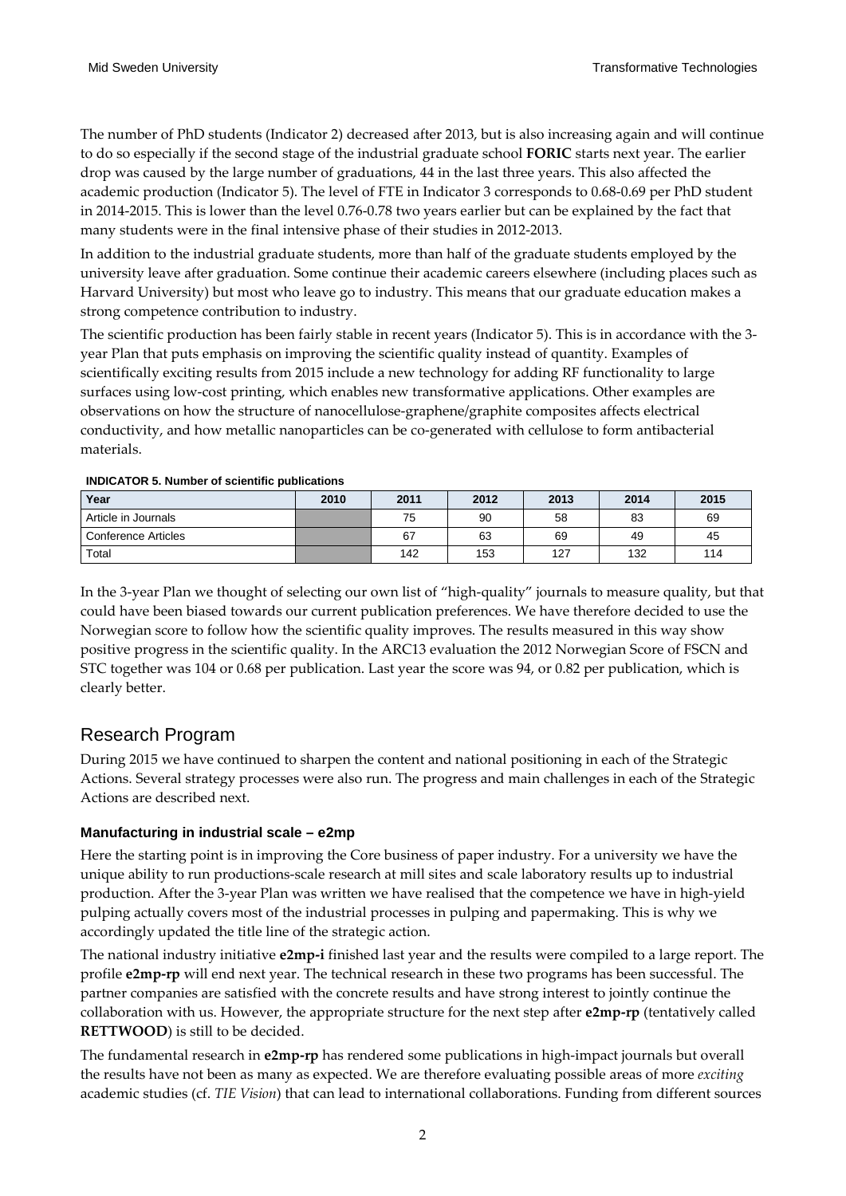The number of PhD students (Indicator 2) decreased after 2013, but is also increasing again and will continue to do so especially if the second stage of the industrial graduate school **FORIC** starts next year. The earlier drop was caused by the large number of graduations, 44 in the last three years. This also affected the academic production (Indicator 5). The level of FTE in Indicator 3 corresponds to 0.68-0.69 per PhD student in 2014-2015. This is lower than the level 0.76-0.78 two years earlier but can be explained by the fact that many students were in the final intensive phase of their studies in 2012-2013.

In addition to the industrial graduate students, more than half of the graduate students employed by the university leave after graduation. Some continue their academic careers elsewhere (including places such as Harvard University) but most who leave go to industry. This means that our graduate education makes a strong competence contribution to industry.

The scientific production has been fairly stable in recent years (Indicator 5). This is in accordance with the 3-year Plan that puts emphasis on improving the scientific quality instead of quantity. Examples of scientifically exciting results from 2015 include a new technology for adding RF functionality to large surfaces using low-cost printing, which enables new transformative applications. Other examples are observations on how the structure of nanocellulose-graphene/graphite composites affects electrical conductivity, and how metallic nanoparticles can be co-generated with cellulose to form antibacterial materials.

**INDICATOR 5. Number of scientific publications**

| Year | 2010 | 2011 | 2012 | 2013 | 2014 | 2015 |
|---|---|---|---|---|---|---|
| Article in Journals | | 75 | 90 | 58 | 83 | 69 |
| Conference Articles | | 67 | 63 | 69 | 49 | 45 |
| Total | | 142 | 153 | 127 | 132 | 114 |

In the 3-year Plan we thought of selecting our own list of "high-quality" journals to measure quality, but that could have been biased towards our current publication preferences. We have therefore decided to use the Norwegian score to follow how the scientific quality improves. The results measured in this way show positive progress in the scientific quality. In the ARC13 evaluation the 2012 Norwegian Score of FSCN and STC together was 104 or 0.68 per publication. Last year the score was 94, or 0.82 per publication, which is clearly better.

## Research Program

During 2015 we have continued to sharpen the content and national positioning in each of the Strategic Actions. Several strategy processes were also run. The progress and main challenges in each of the Strategic Actions are described next.

### Manufacturing in industrial scale – e2mp

Here the starting point is in improving the Core business of paper industry. For a university we have the unique ability to run productions-scale research at mill sites and scale laboratory results up to industrial production. After the 3-year Plan was written we have realised that the competence we have in high-yield pulping actually covers most of the industrial processes in pulping and papermaking. This is why we accordingly updated the title line of the strategic action.

The national industry initiative **e2mp-i** finished last year and the results were compiled to a large report. The profile **e2mp-rp** will end next year. The technical research in these two programs has been successful. The partner companies are satisfied with the concrete results and have strong interest to jointly continue the collaboration with us. However, the appropriate structure for the next step after **e2mp-rp** (tentatively called **RETTWOOD**) is still to be decided.

The fundamental research in **e2mp-rp** has rendered some publications in high-impact journals but overall the results have not been as many as expected. We are therefore evaluating possible areas of more *exciting* academic studies (cf. *TIE Vision*) that can lead to international collaborations. Funding from different sources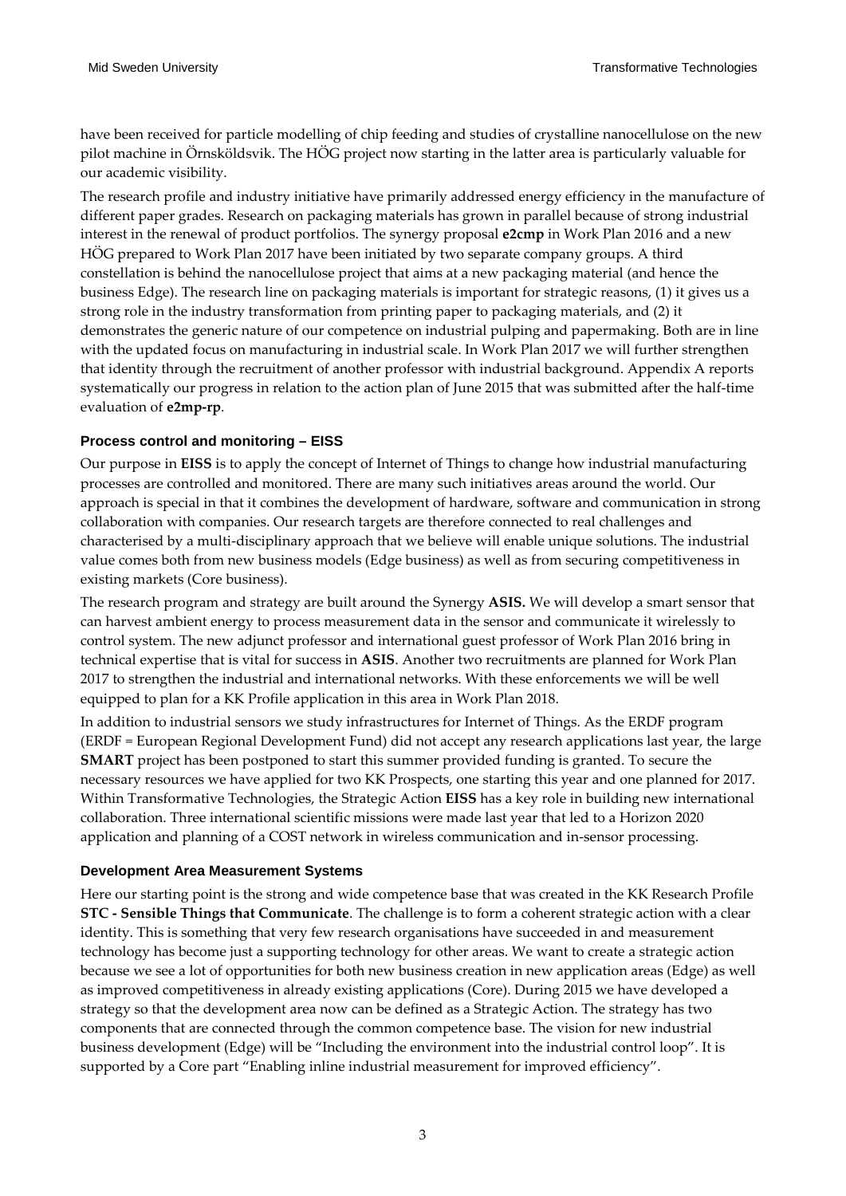have been received for particle modelling of chip feeding and studies of crystalline nanocellulose on the new pilot machine in Örnsköldsvik. The HÖG project now starting in the latter area is particularly valuable for our academic visibility.

The research profile and industry initiative have primarily addressed energy efficiency in the manufacture of different paper grades. Research on packaging materials has grown in parallel because of strong industrial interest in the renewal of product portfolios. The synergy proposal **e2cmp** in Work Plan 2016 and a new HÖG prepared to Work Plan 2017 have been initiated by two separate company groups. A third constellation is behind the nanocellulose project that aims at a new packaging material (and hence the business Edge). The research line on packaging materials is important for strategic reasons, (1) it gives us a strong role in the industry transformation from printing paper to packaging materials, and (2) it demonstrates the generic nature of our competence on industrial pulping and papermaking. Both are in line with the updated focus on manufacturing in industrial scale. In Work Plan 2017 we will further strengthen that identity through the recruitment of another professor with industrial background. Appendix A reports systematically our progress in relation to the action plan of June 2015 that was submitted after the half-time evaluation of **e2mp-rp**.

### Process control and monitoring – EISS

Our purpose in **EISS** is to apply the concept of Internet of Things to change how industrial manufacturing processes are controlled and monitored. There are many such initiatives areas around the world. Our approach is special in that it combines the development of hardware, software and communication in strong collaboration with companies. Our research targets are therefore connected to real challenges and characterised by a multi-disciplinary approach that we believe will enable unique solutions. The industrial value comes both from new business models (Edge business) as well as from securing competitiveness in existing markets (Core business).

The research program and strategy are built around the Synergy **ASIS.** We will develop a smart sensor that can harvest ambient energy to process measurement data in the sensor and communicate it wirelessly to control system. The new adjunct professor and international guest professor of Work Plan 2016 bring in technical expertise that is vital for success in **ASIS**. Another two recruitments are planned for Work Plan 2017 to strengthen the industrial and international networks. With these enforcements we will be well equipped to plan for a KK Profile application in this area in Work Plan 2018.

In addition to industrial sensors we study infrastructures for Internet of Things. As the ERDF program (ERDF = European Regional Development Fund) did not accept any research applications last year, the large **SMART** project has been postponed to start this summer provided funding is granted. To secure the necessary resources we have applied for two KK Prospects, one starting this year and one planned for 2017. Within Transformative Technologies, the Strategic Action **EISS** has a key role in building new international collaboration. Three international scientific missions were made last year that led to a Horizon 2020 application and planning of a COST network in wireless communication and in-sensor processing.

### Development Area Measurement Systems

Here our starting point is the strong and wide competence base that was created in the KK Research Profile **STC - Sensible Things that Communicate**. The challenge is to form a coherent strategic action with a clear identity. This is something that very few research organisations have succeeded in and measurement technology has become just a supporting technology for other areas. We want to create a strategic action because we see a lot of opportunities for both new business creation in new application areas (Edge) as well as improved competitiveness in already existing applications (Core). During 2015 we have developed a strategy so that the development area now can be defined as a Strategic Action. The strategy has two components that are connected through the common competence base. The vision for new industrial business development (Edge) will be "Including the environment into the industrial control loop". It is supported by a Core part "Enabling inline industrial measurement for improved efficiency".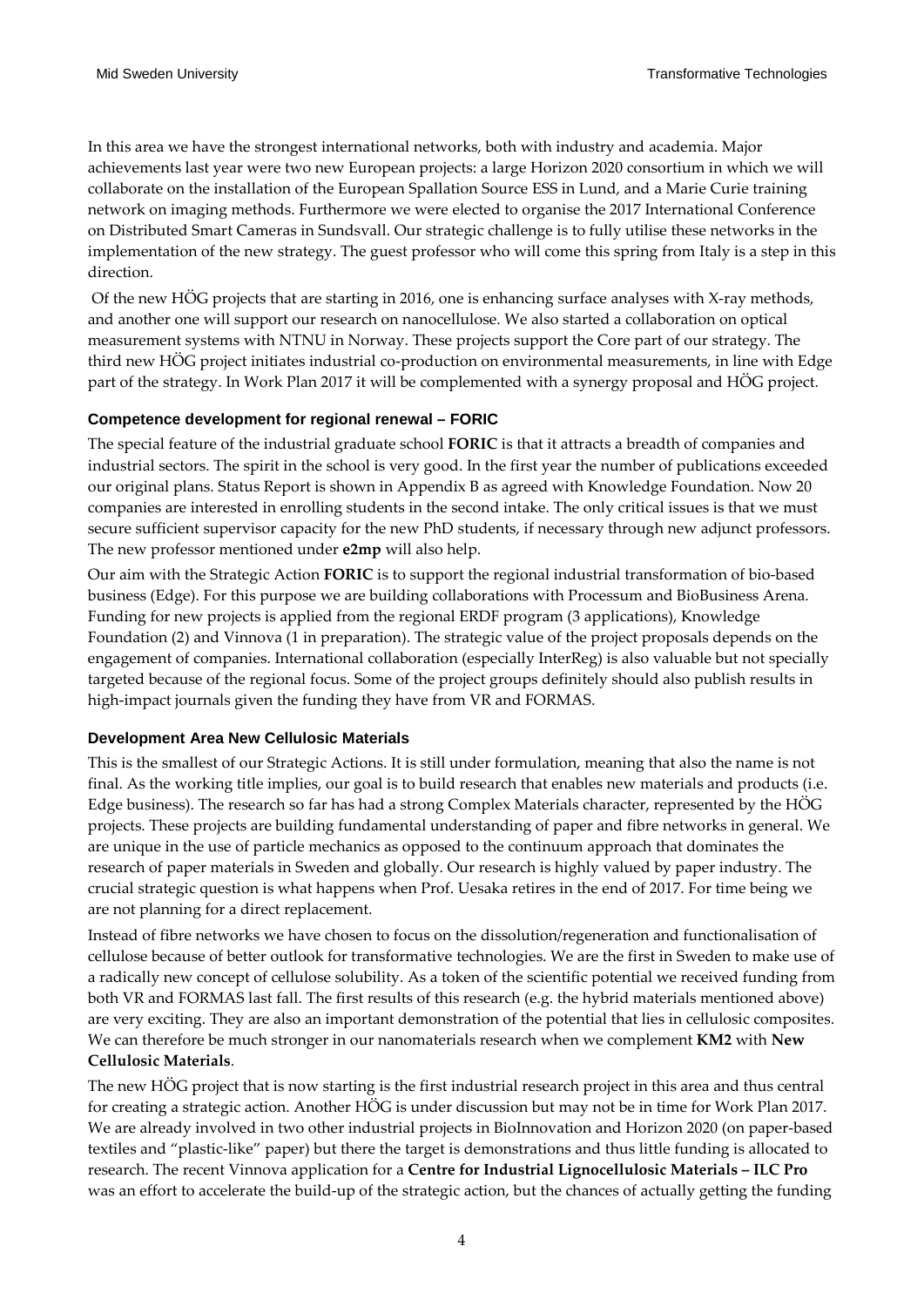In this area we have the strongest international networks, both with industry and academia. Major achievements last year were two new European projects: a large Horizon 2020 consortium in which we will collaborate on the installation of the European Spallation Source ESS in Lund, and a Marie Curie training network on imaging methods. Furthermore we were elected to organise the 2017 International Conference on Distributed Smart Cameras in Sundsvall. Our strategic challenge is to fully utilise these networks in the implementation of the new strategy. The guest professor who will come this spring from Italy is a step in this direction.

Of the new HÖG projects that are starting in 2016, one is enhancing surface analyses with X-ray methods, and another one will support our research on nanocellulose. We also started a collaboration on optical measurement systems with NTNU in Norway. These projects support the Core part of our strategy. The third new HÖG project initiates industrial co-production on environmental measurements, in line with Edge part of the strategy. In Work Plan 2017 it will be complemented with a synergy proposal and HÖG project.

#### Competence development for regional renewal – FORIC

The special feature of the industrial graduate school **FORIC** is that it attracts a breadth of companies and industrial sectors. The spirit in the school is very good. In the first year the number of publications exceeded our original plans. Status Report is shown in Appendix B as agreed with Knowledge Foundation. Now 20 companies are interested in enrolling students in the second intake. The only critical issues is that we must secure sufficient supervisor capacity for the new PhD students, if necessary through new adjunct professors. The new professor mentioned under **e2mp** will also help.

Our aim with the Strategic Action **FORIC** is to support the regional industrial transformation of bio-based business (Edge). For this purpose we are building collaborations with Processum and BioBusiness Arena. Funding for new projects is applied from the regional ERDF program (3 applications), Knowledge Foundation (2) and Vinnova (1 in preparation). The strategic value of the project proposals depends on the engagement of companies. International collaboration (especially InterReg) is also valuable but not specially targeted because of the regional focus. Some of the project groups definitely should also publish results in high-impact journals given the funding they have from VR and FORMAS.

#### Development Area New Cellulosic Materials

This is the smallest of our Strategic Actions. It is still under formulation, meaning that also the name is not final. As the working title implies, our goal is to build research that enables new materials and products (i.e. Edge business). The research so far has had a strong Complex Materials character, represented by the HÖG projects. These projects are building fundamental understanding of paper and fibre networks in general. We are unique in the use of particle mechanics as opposed to the continuum approach that dominates the research of paper materials in Sweden and globally. Our research is highly valued by paper industry. The crucial strategic question is what happens when Prof. Uesaka retires in the end of 2017. For time being we are not planning for a direct replacement.

Instead of fibre networks we have chosen to focus on the dissolution/regeneration and functionalisation of cellulose because of better outlook for transformative technologies. We are the first in Sweden to make use of a radically new concept of cellulose solubility. As a token of the scientific potential we received funding from both VR and FORMAS last fall. The first results of this research (e.g. the hybrid materials mentioned above) are very exciting. They are also an important demonstration of the potential that lies in cellulosic composites. We can therefore be much stronger in our nanomaterials research when we complement **KM2** with **New Cellulosic Materials**.

The new HÖG project that is now starting is the first industrial research project in this area and thus central for creating a strategic action. Another HÖG is under discussion but may not be in time for Work Plan 2017. We are already involved in two other industrial projects in BioInnovation and Horizon 2020 (on paper-based textiles and "plastic-like" paper) but there the target is demonstrations and thus little funding is allocated to research. The recent Vinnova application for a **Centre for Industrial Lignocellulosic Materials – ILC Pro** was an effort to accelerate the build-up of the strategic action, but the chances of actually getting the funding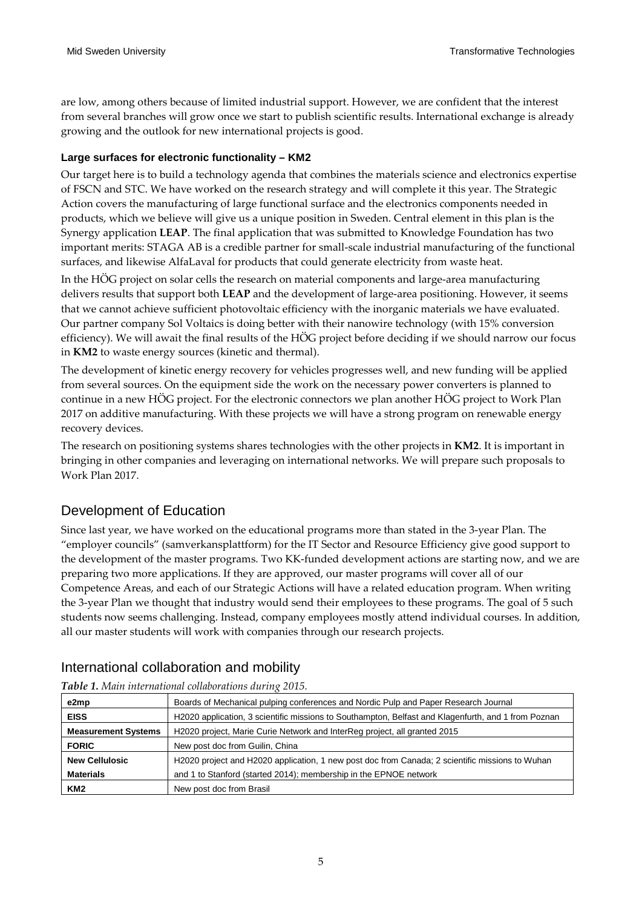are low, among others because of limited industrial support. However, we are confident that the interest from several branches will grow once we start to publish scientific results. International exchange is already growing and the outlook for new international projects is good.

### Large surfaces for electronic functionality – KM2

Our target here is to build a technology agenda that combines the materials science and electronics expertise of FSCN and STC. We have worked on the research strategy and will complete it this year. The Strategic Action covers the manufacturing of large functional surface and the electronics components needed in products, which we believe will give us a unique position in Sweden. Central element in this plan is the Synergy application **LEAP**. The final application that was submitted to Knowledge Foundation has two important merits: STAGA AB is a credible partner for small-scale industrial manufacturing of the functional surfaces, and likewise AlfaLaval for products that could generate electricity from waste heat.

In the HÖG project on solar cells the research on material components and large-area manufacturing delivers results that support both **LEAP** and the development of large-area positioning. However, it seems that we cannot achieve sufficient photovoltaic efficiency with the inorganic materials we have evaluated. Our partner company Sol Voltaics is doing better with their nanowire technology (with 15% conversion efficiency). We will await the final results of the HÖG project before deciding if we should narrow our focus in **KM2** to waste energy sources (kinetic and thermal).

The development of kinetic energy recovery for vehicles progresses well, and new funding will be applied from several sources. On the equipment side the work on the necessary power converters is planned to continue in a new HÖG project. For the electronic connectors we plan another HÖG project to Work Plan 2017 on additive manufacturing. With these projects we will have a strong program on renewable energy recovery devices.

The research on positioning systems shares technologies with the other projects in **KM2**. It is important in bringing in other companies and leveraging on international networks. We will prepare such proposals to Work Plan 2017.

## Development of Education

Since last year, we have worked on the educational programs more than stated in the 3-year Plan. The "employer councils" (samverkansplattform) for the IT Sector and Resource Efficiency give good support to the development of the master programs. Two KK-funded development actions are starting now, and we are preparing two more applications. If they are approved, our master programs will cover all of our Competence Areas, and each of our Strategic Actions will have a related education program. When writing the 3-year Plan we thought that industry would send their employees to these programs. The goal of 5 such students now seems challenging. Instead, company employees mostly attend individual courses. In addition, all our master students will work with companies through our research projects.

## International collaboration and mobility

***Table 1.*** *Main international collaborations during 2015.*

| | |
|---|---|
| **e2mp** | Boards of Mechanical pulping conferences and Nordic Pulp and Paper Research Journal |
| **EISS** | H2020 application, 3 scientific missions to Southampton, Belfast and Klagenfurth, and 1 from Poznan |
| **Measurement Systems** | H2020 project, Marie Curie Network and InterReg project, all granted 2015 |
| **FORIC** | New post doc from Guilin, China |
| **New Cellulosic Materials** | H2020 project and H2020 application, 1 new post doc from Canada; 2 scientific missions to Wuhan and 1 to Stanford (started 2014); membership in the EPNOE network |
| **KM2** | New post doc from Brasil |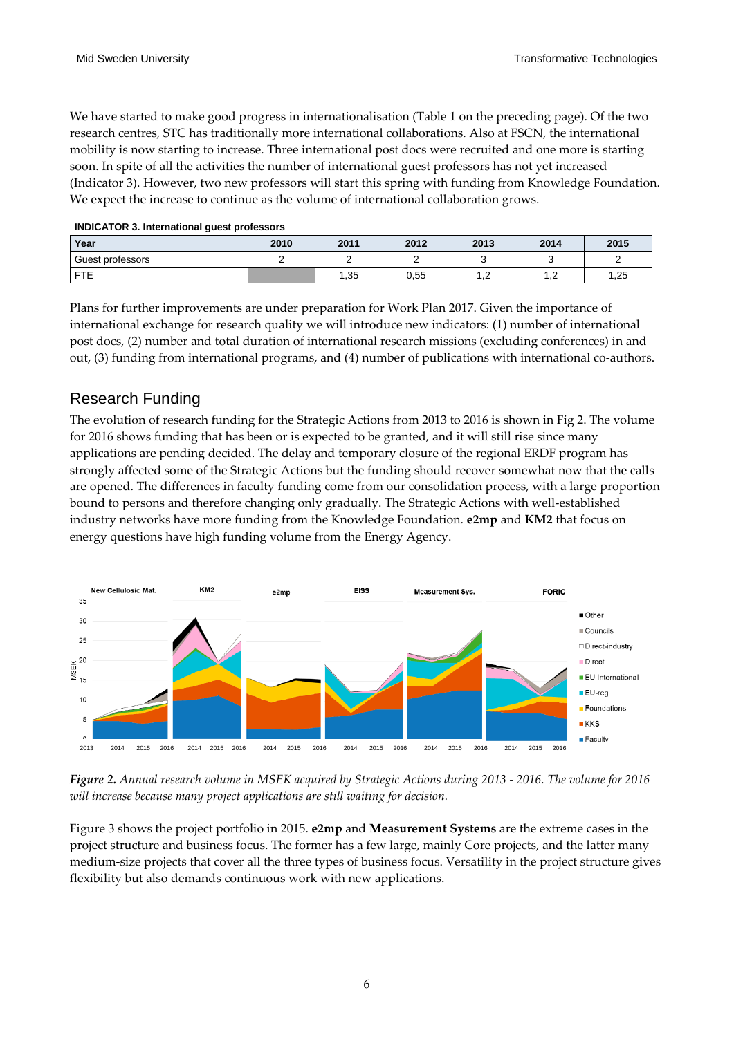We have started to make good progress in internationalisation (Table 1 on the preceding page). Of the two research centres, STC has traditionally more international collaborations. Also at FSCN, the international mobility is now starting to increase. Three international post docs were recruited and one more is starting soon. In spite of all the activities the number of international guest professors has not yet increased (Indicator 3). However, two new professors will start this spring with funding from Knowledge Foundation. We expect the increase to continue as the volume of international collaboration grows.

**INDICATOR 3. International guest professors**

| Year | 2010 | 2011 | 2012 | 2013 | 2014 | 2015 |
|---|---|---|---|---|---|---|
| Guest professors | 2 | 2 | 2 | 3 | 3 | 2 |
| FTE | | 1,35 | 0,55 | 1,2 | 1,2 | 1,25 |

Plans for further improvements are under preparation for Work Plan 2017. Given the importance of international exchange for research quality we will introduce new indicators: (1) number of international post docs, (2) number and total duration of international research missions (excluding conferences) in and out, (3) funding from international programs, and (4) number of publications with international co-authors.

## Research Funding

The evolution of research funding for the Strategic Actions from 2013 to 2016 is shown in Fig 2. The volume for 2016 shows funding that has been or is expected to be granted, and it will still rise since many applications are pending decided. The delay and temporary closure of the regional ERDF program has strongly affected some of the Strategic Actions but the funding should recover somewhat now that the calls are opened. The differences in faculty funding come from our consolidation process, with a large proportion bound to persons and therefore changing only gradually. The Strategic Actions with well-established industry networks have more funding from the Knowledge Foundation. **e2mp** and **KM2** that focus on energy questions have high funding volume from the Energy Agency.

*Figure 2. Annual research volume in MSEK acquired by Strategic Actions during 2013 - 2016. The volume for 2016 will increase because many project applications are still waiting for decision.*

Figure 3 shows the project portfolio in 2015. **e2mp** and **Measurement Systems** are the extreme cases in the project structure and business focus. The former has a few large, mainly Core projects, and the latter many medium-size projects that cover all the three types of business focus. Versatility in the project structure gives flexibility but also demands continuous work with new applications.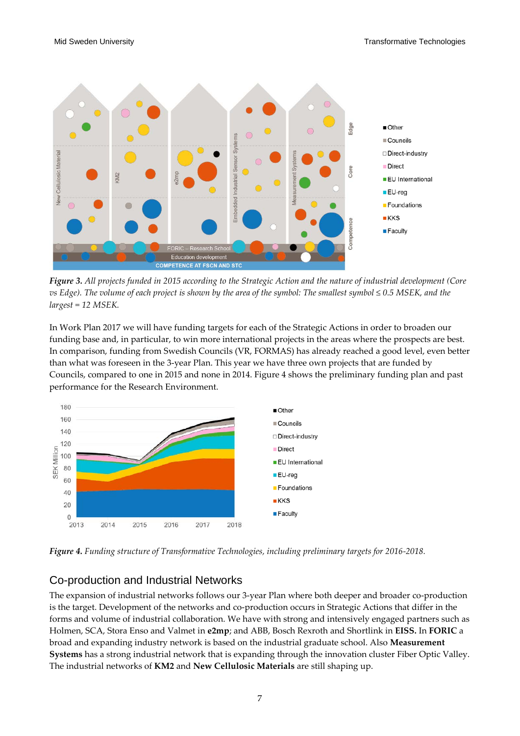*Figure 3. All projects funded in 2015 according to the Strategic Action and the nature of industrial development (Core vs Edge). The volume of each project is shown by the area of the symbol: The smallest symbol ≤ 0.5 MSEK, and the largest = 12 MSEK.*

In Work Plan 2017 we will have funding targets for each of the Strategic Actions in order to broaden our funding base and, in particular, to win more international projects in the areas where the prospects are best. In comparison, funding from Swedish Councils (VR, FORMAS) has already reached a good level, even better than what was foreseen in the 3-year Plan. This year we have three own projects that are funded by Councils, compared to one in 2015 and none in 2014. Figure 4 shows the preliminary funding plan and past performance for the Research Environment.

*Figure 4. Funding structure of Transformative Technologies, including preliminary targets for 2016-2018.*

## Co-production and Industrial Networks

The expansion of industrial networks follows our 3-year Plan where both deeper and broader co-production is the target. Development of the networks and co-production occurs in Strategic Actions that differ in the forms and volume of industrial collaboration. We have with strong and intensively engaged partners such as Holmen, SCA, Stora Enso and Valmet in **e2mp**; and ABB, Bosch Rexroth and Shortlink in **EISS.** In **FORIC** a broad and expanding industry network is based on the industrial graduate school. Also **Measurement Systems** has a strong industrial network that is expanding through the innovation cluster Fiber Optic Valley. The industrial networks of **KM2** and **New Cellulosic Materials** are still shaping up.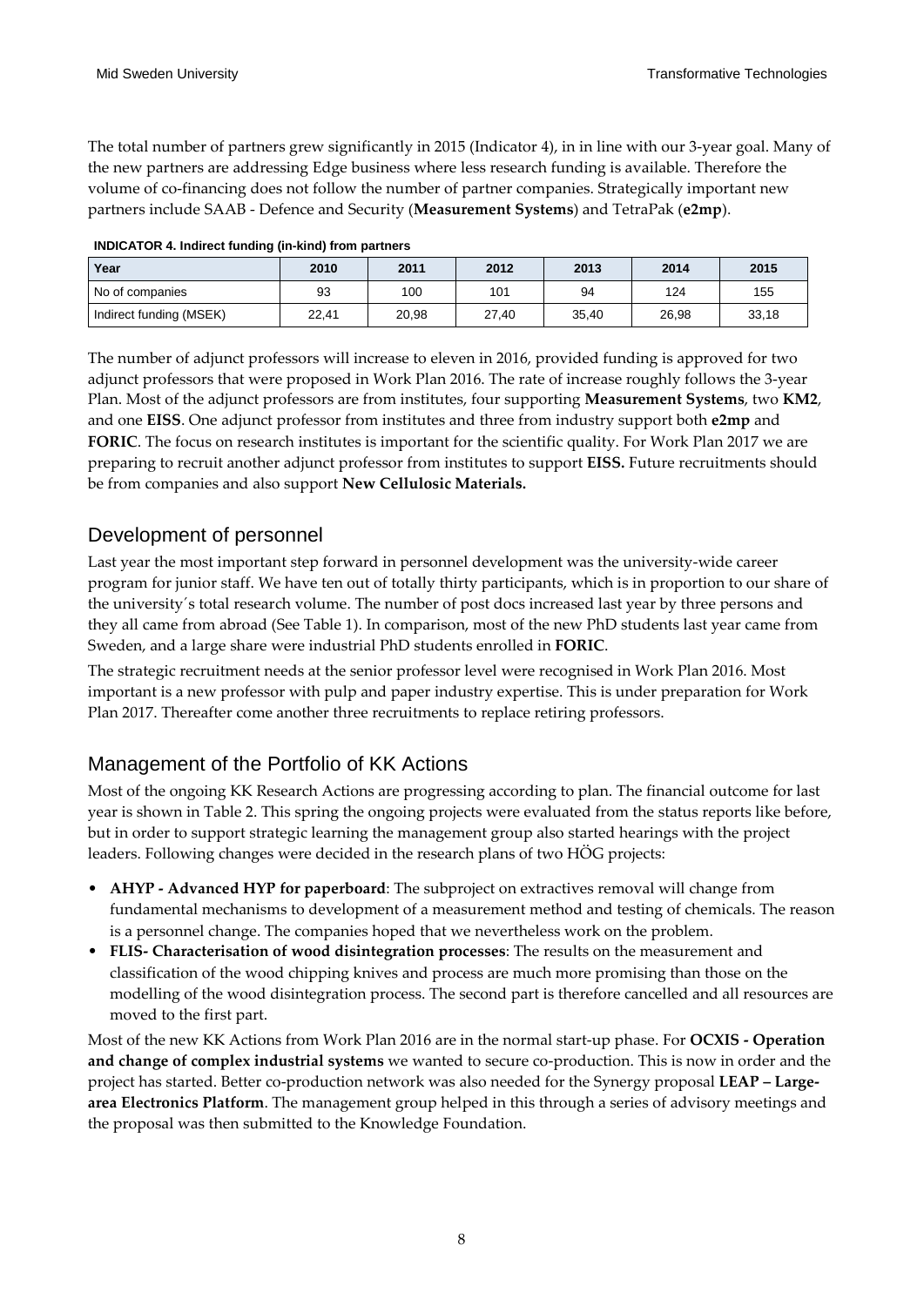The total number of partners grew significantly in 2015 (Indicator 4), in in line with our 3-year goal. Many of the new partners are addressing Edge business where less research funding is available. Therefore the volume of co-financing does not follow the number of partner companies. Strategically important new partners include SAAB - Defence and Security (**Measurement Systems**) and TetraPak (**e2mp**).

**INDICATOR 4. Indirect funding (in-kind) from partners**

| Year | 2010 | 2011 | 2012 | 2013 | 2014 | 2015 |
|---|---|---|---|---|---|---|
| No of companies | 93 | 100 | 101 | 94 | 124 | 155 |
| Indirect funding (MSEK) | 22,41 | 20,98 | 27,40 | 35,40 | 26,98 | 33,18 |

The number of adjunct professors will increase to eleven in 2016, provided funding is approved for two adjunct professors that were proposed in Work Plan 2016. The rate of increase roughly follows the 3-year Plan. Most of the adjunct professors are from institutes, four supporting **Measurement Systems**, two **KM2**, and one **EISS**. One adjunct professor from institutes and three from industry support both **e2mp** and **FORIC**. The focus on research institutes is important for the scientific quality. For Work Plan 2017 we are preparing to recruit another adjunct professor from institutes to support **EISS.** Future recruitments should be from companies and also support **New Cellulosic Materials.**

## Development of personnel

Last year the most important step forward in personnel development was the university-wide career program for junior staff. We have ten out of totally thirty participants, which is in proportion to our share of the university´s total research volume. The number of post docs increased last year by three persons and they all came from abroad (See Table 1). In comparison, most of the new PhD students last year came from Sweden, and a large share were industrial PhD students enrolled in **FORIC**.

The strategic recruitment needs at the senior professor level were recognised in Work Plan 2016. Most important is a new professor with pulp and paper industry expertise. This is under preparation for Work Plan 2017. Thereafter come another three recruitments to replace retiring professors.

## Management of the Portfolio of KK Actions

Most of the ongoing KK Research Actions are progressing according to plan. The financial outcome for last year is shown in Table 2. This spring the ongoing projects were evaluated from the status reports like before, but in order to support strategic learning the management group also started hearings with the project leaders. Following changes were decided in the research plans of two HÖG projects:

- **AHYP - Advanced HYP for paperboard**: The subproject on extractives removal will change from fundamental mechanisms to development of a measurement method and testing of chemicals. The reason is a personnel change. The companies hoped that we nevertheless work on the problem.
- **FLIS- Characterisation of wood disintegration processes**: The results on the measurement and classification of the wood chipping knives and process are much more promising than those on the modelling of the wood disintegration process. The second part is therefore cancelled and all resources are moved to the first part.

Most of the new KK Actions from Work Plan 2016 are in the normal start-up phase. For **OCXIS - Operation and change of complex industrial systems** we wanted to secure co-production. This is now in order and the project has started. Better co-production network was also needed for the Synergy proposal **LEAP – Large-area Electronics Platform**. The management group helped in this through a series of advisory meetings and the proposal was then submitted to the Knowledge Foundation.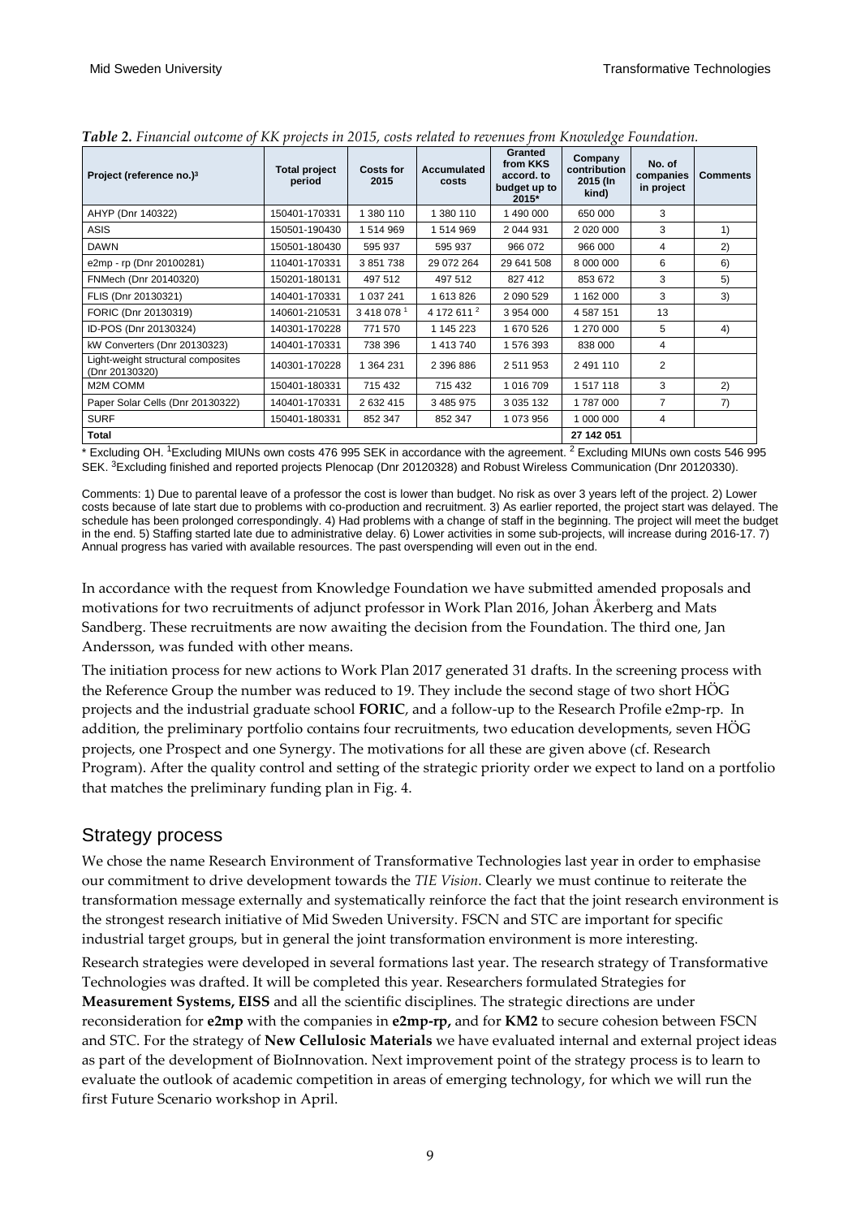***Table 2.*** *Financial outcome of KK projects in 2015, costs related to revenues from Knowledge Foundation.*

| Project (reference no.)[3] | Total project period | Costs for 2015 | Accumulated costs | Granted from KKS accord. to budget up to 2015* | Company contribution 2015 (In kind) | No. of companies in project | Comments |
|---|---|---|---|---|---|---|---|
| AHYP (Dnr 140322) | 150401-170331 | 1 380 110 | 1 380 110 | 1 490 000 | 650 000 | 3 | |
| ASIS | 150501-190430 | 1 514 969 | 1 514 969 | 2 044 931 | 2 020 000 | 3 | 1) |
| DAWN | 150501-180430 | 595 937 | 595 937 | 966 072 | 966 000 | 4 | 2) |
| e2mp - rp (Dnr 20100281) | 110401-170331 | 3 851 738 | 29 072 264 | 29 641 508 | 8 000 000 | 6 | 6) |
| FNMech (Dnr 20140320) | 150201-180131 | 497 512 | 497 512 | 827 412 | 853 672 | 3 | 5) |
| FLIS (Dnr 20130321) | 140401-170331 | 1 037 241 | 1 613 826 | 2 090 529 | 1 162 000 | 3 | 3) |
| FORIC (Dnr 20130319) | 140601-210531 | 3 418 078 [1] | 4 172 611 [2] | 3 954 000 | 4 587 151 | 13 | |
| ID-POS (Dnr 20130324) | 140301-170228 | 771 570 | 1 145 223 | 1 670 526 | 1 270 000 | 5 | 4) |
| kW Converters (Dnr 20130323) | 140401-170331 | 738 396 | 1 413 740 | 1 576 393 | 838 000 | 4 | |
| Light-weight structural composites (Dnr 20130320) | 140301-170228 | 1 364 231 | 2 396 886 | 2 511 953 | 2 491 110 | 2 | |
| M2M COMM | 150401-180331 | 715 432 | 715 432 | 1 016 709 | 1 517 118 | 3 | 2) |
| Paper Solar Cells (Dnr 20130322) | 140401-170331 | 2 632 415 | 3 485 975 | 3 035 132 | 1 787 000 | 7 | 7) |
| SURF | 150401-180331 | 852 347 | 852 347 | 1 073 956 | 1 000 000 | 4 | |
| **Total** | | | | | **27 142 051** | | |

\* Excluding OH. [1]Excluding MIUNs own costs 476 995 SEK in accordance with the agreement. [2] Excluding MIUNs own costs 546 995 SEK. [3]Excluding finished and reported projects Plenocap (Dnr 20120328) and Robust Wireless Communication (Dnr 20120330).

Comments: 1) Due to parental leave of a professor the cost is lower than budget. No risk as over 3 years left of the project. 2) Lower costs because of late start due to problems with co-production and recruitment. 3) As earlier reported, the project start was delayed. The schedule has been prolonged correspondingly. 4) Had problems with a change of staff in the beginning. The project will meet the budget in the end. 5) Staffing started late due to administrative delay. 6) Lower activities in some sub-projects, will increase during 2016-17. 7) Annual progress has varied with available resources. The past overspending will even out in the end.

In accordance with the request from Knowledge Foundation we have submitted amended proposals and motivations for two recruitments of adjunct professor in Work Plan 2016, Johan Åkerberg and Mats Sandberg. These recruitments are now awaiting the decision from the Foundation. The third one, Jan Andersson, was funded with other means.

The initiation process for new actions to Work Plan 2017 generated 31 drafts. In the screening process with the Reference Group the number was reduced to 19. They include the second stage of two short HÖG projects and the industrial graduate school **FORIC**, and a follow-up to the Research Profile e2mp-rp. In addition, the preliminary portfolio contains four recruitments, two education developments, seven HÖG projects, one Prospect and one Synergy. The motivations for all these are given above (cf. Research Program). After the quality control and setting of the strategic priority order we expect to land on a portfolio that matches the preliminary funding plan in Fig. 4.

## Strategy process

We chose the name Research Environment of Transformative Technologies last year in order to emphasise our commitment to drive development towards the *TIE Vision*. Clearly we must continue to reiterate the transformation message externally and systematically reinforce the fact that the joint research environment is the strongest research initiative of Mid Sweden University. FSCN and STC are important for specific industrial target groups, but in general the joint transformation environment is more interesting.

Research strategies were developed in several formations last year. The research strategy of Transformative Technologies was drafted. It will be completed this year. Researchers formulated Strategies for **Measurement Systems, EISS** and all the scientific disciplines. The strategic directions are under reconsideration for **e2mp** with the companies in **e2mp-rp,** and for **KM2** to secure cohesion between FSCN and STC. For the strategy of **New Cellulosic Materials** we have evaluated internal and external project ideas as part of the development of BioInnovation. Next improvement point of the strategy process is to learn to evaluate the outlook of academic competition in areas of emerging technology, for which we will run the first Future Scenario workshop in April.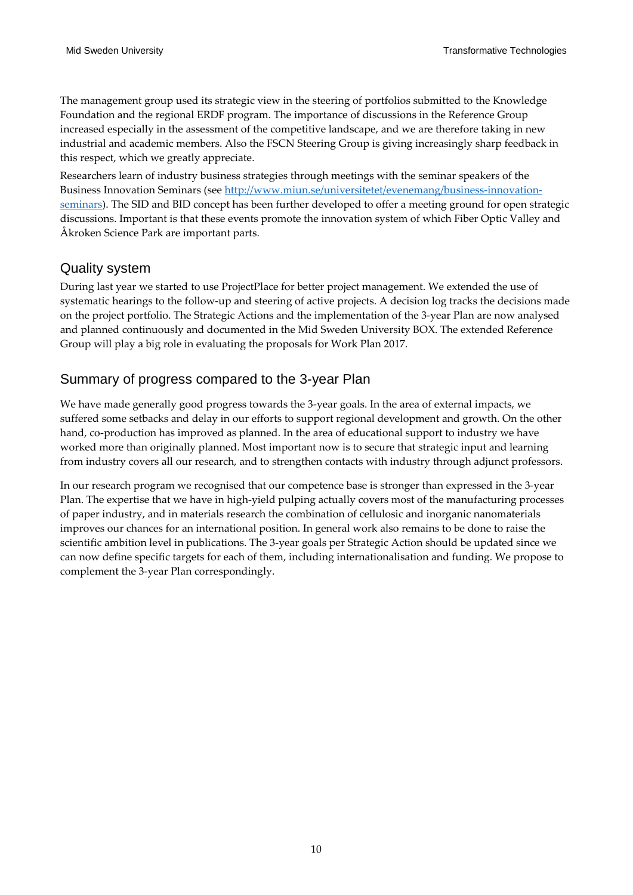The management group used its strategic view in the steering of portfolios submitted to the Knowledge Foundation and the regional ERDF program. The importance of discussions in the Reference Group increased especially in the assessment of the competitive landscape, and we are therefore taking in new industrial and academic members. Also the FSCN Steering Group is giving increasingly sharp feedback in this respect, which we greatly appreciate.

Researchers learn of industry business strategies through meetings with the seminar speakers of the Business Innovation Seminars (see [http://www.miun.se/universitetet/evenemang/business-innovation-seminars](http://www.miun.se/universitetet/evenemang/business-innovation-seminars)). The SID and BID concept has been further developed to offer a meeting ground for open strategic discussions. Important is that these events promote the innovation system of which Fiber Optic Valley and Åkroken Science Park are important parts.

## Quality system

During last year we started to use ProjectPlace for better project management. We extended the use of systematic hearings to the follow-up and steering of active projects. A decision log tracks the decisions made on the project portfolio. The Strategic Actions and the implementation of the 3-year Plan are now analysed and planned continuously and documented in the Mid Sweden University BOX. The extended Reference Group will play a big role in evaluating the proposals for Work Plan 2017.

## Summary of progress compared to the 3-year Plan

We have made generally good progress towards the 3-year goals. In the area of external impacts, we suffered some setbacks and delay in our efforts to support regional development and growth. On the other hand, co-production has improved as planned. In the area of educational support to industry we have worked more than originally planned. Most important now is to secure that strategic input and learning from industry covers all our research, and to strengthen contacts with industry through adjunct professors.

In our research program we recognised that our competence base is stronger than expressed in the 3-year Plan. The expertise that we have in high-yield pulping actually covers most of the manufacturing processes of paper industry, and in materials research the combination of cellulosic and inorganic nanomaterials improves our chances for an international position. In general work also remains to be done to raise the scientific ambition level in publications. The 3-year goals per Strategic Action should be updated since we can now define specific targets for each of them, including internationalisation and funding. We propose to complement the 3-year Plan correspondingly.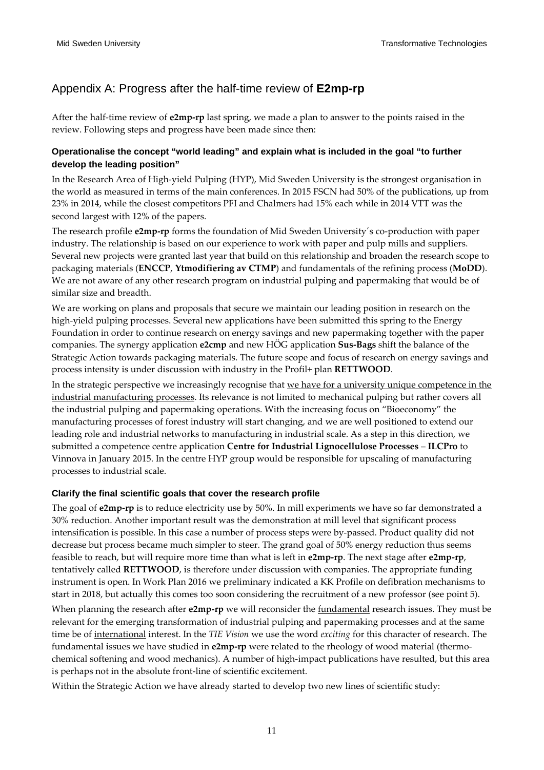## Appendix A: Progress after the half-time review of **E2mp-rp**

After the half-time review of **e2mp-rp** last spring, we made a plan to answer to the points raised in the review. Following steps and progress have been made since then:

### Operationalise the concept "world leading" and explain what is included in the goal "to further develop the leading position"

In the Research Area of High-yield Pulping (HYP), Mid Sweden University is the strongest organisation in the world as measured in terms of the main conferences. In 2015 FSCN had 50% of the publications, up from 23% in 2014, while the closest competitors PFI and Chalmers had 15% each while in 2014 VTT was the second largest with 12% of the papers.

The research profile **e2mp-rp** forms the foundation of Mid Sweden University´s co-production with paper industry. The relationship is based on our experience to work with paper and pulp mills and suppliers. Several new projects were granted last year that build on this relationship and broaden the research scope to packaging materials (**ENCCP**, **Ytmodifiering av CTMP**) and fundamentals of the refining process (**MoDD**). We are not aware of any other research program on industrial pulping and papermaking that would be of similar size and breadth.

We are working on plans and proposals that secure we maintain our leading position in research on the high-yield pulping processes. Several new applications have been submitted this spring to the Energy Foundation in order to continue research on energy savings and new papermaking together with the paper companies. The synergy application **e2cmp** and new HÖG application **Sus-Bags** shift the balance of the Strategic Action towards packaging materials. The future scope and focus of research on energy savings and process intensity is under discussion with industry in the Profil+ plan **RETTWOOD**.

In the strategic perspective we increasingly recognise that <u>we have for a university unique competence in the industrial manufacturing processes</u>. Its relevance is not limited to mechanical pulping but rather covers all the industrial pulping and papermaking operations. With the increasing focus on "Bioeconomy" the manufacturing processes of forest industry will start changing, and we are well positioned to extend our leading role and industrial networks to manufacturing in industrial scale. As a step in this direction, we submitted a competence centre application **Centre for Industrial Lignocellulose Processes** – **ILCPro** to Vinnova in January 2015. In the centre HYP group would be responsible for upscaling of manufacturing processes to industrial scale.

### Clarify the final scientific goals that cover the research profile

The goal of **e2mp-rp** is to reduce electricity use by 50%. In mill experiments we have so far demonstrated a 30% reduction. Another important result was the demonstration at mill level that significant process intensification is possible. In this case a number of process steps were by-passed. Product quality did not decrease but process became much simpler to steer. The grand goal of 50% energy reduction thus seems feasible to reach, but will require more time than what is left in **e2mp-rp**. The next stage after **e2mp-rp**, tentatively called **RETTWOOD**, is therefore under discussion with companies. The appropriate funding instrument is open. In Work Plan 2016 we preliminary indicated a KK Profile on defibration mechanisms to start in 2018, but actually this comes too soon considering the recruitment of a new professor (see point 5).

When planning the research after **e2mp-rp** we will reconsider the <u>fundamental</u> research issues. They must be relevant for the emerging transformation of industrial pulping and papermaking processes and at the same time be of <u>international</u> interest. In the *TIE Vision* we use the word *exciting* for this character of research. The fundamental issues we have studied in **e2mp-rp** were related to the rheology of wood material (thermo-chemical softening and wood mechanics). A number of high-impact publications have resulted, but this area is perhaps not in the absolute front-line of scientific excitement.

Within the Strategic Action we have already started to develop two new lines of scientific study: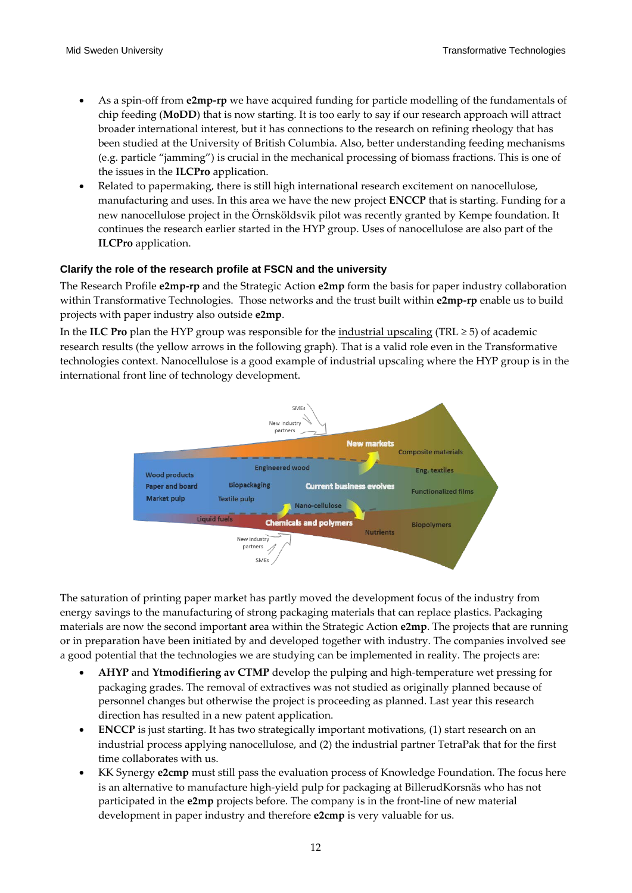- As a spin-off from **e2mp-rp** we have acquired funding for particle modelling of the fundamentals of chip feeding (**MoDD**) that is now starting. It is too early to say if our research approach will attract broader international interest, but it has connections to the research on refining rheology that has been studied at the University of British Columbia. Also, better understanding feeding mechanisms (e.g. particle "jamming") is crucial in the mechanical processing of biomass fractions. This is one of the issues in the **ILCPro** application.
- Related to papermaking, there is still high international research excitement on nanocellulose, manufacturing and uses. In this area we have the new project **ENCCP** that is starting. Funding for a new nanocellulose project in the Örnsköldsvik pilot was recently granted by Kempe foundation. It continues the research earlier started in the HYP group. Uses of nanocellulose are also part of the **ILCPro** application.

### Clarify the role of the research profile at FSCN and the university

The Research Profile **e2mp-rp** and the Strategic Action **e2mp** form the basis for paper industry collaboration within Transformative Technologies. Those networks and the trust built within **e2mp-rp** enable us to build projects with paper industry also outside **e2mp**.

In the **ILC Pro** plan the HYP group was responsible for the industrial upscaling (TRL ≥ 5) of academic research results (the yellow arrows in the following graph). That is a valid role even in the Transformative technologies context. Nanocellulose is a good example of industrial upscaling where the HYP group is in the international front line of technology development.

The saturation of printing paper market has partly moved the development focus of the industry from energy savings to the manufacturing of strong packaging materials that can replace plastics. Packaging materials are now the second important area within the Strategic Action **e2mp**. The projects that are running or in preparation have been initiated by and developed together with industry. The companies involved see a good potential that the technologies we are studying can be implemented in reality. The projects are:

- **AHYP** and **Ytmodifiering av CTMP** develop the pulping and high-temperature wet pressing for packaging grades. The removal of extractives was not studied as originally planned because of personnel changes but otherwise the project is proceeding as planned. Last year this research direction has resulted in a new patent application.
- **ENCCP** is just starting. It has two strategically important motivations, (1) start research on an industrial process applying nanocellulose, and (2) the industrial partner TetraPak that for the first time collaborates with us.
- KK Synergy **e2cmp** must still pass the evaluation process of Knowledge Foundation. The focus here is an alternative to manufacture high-yield pulp for packaging at BillerudKorsnäs who has not participated in the **e2mp** projects before. The company is in the front-line of new material development in paper industry and therefore **e2cmp** is very valuable for us.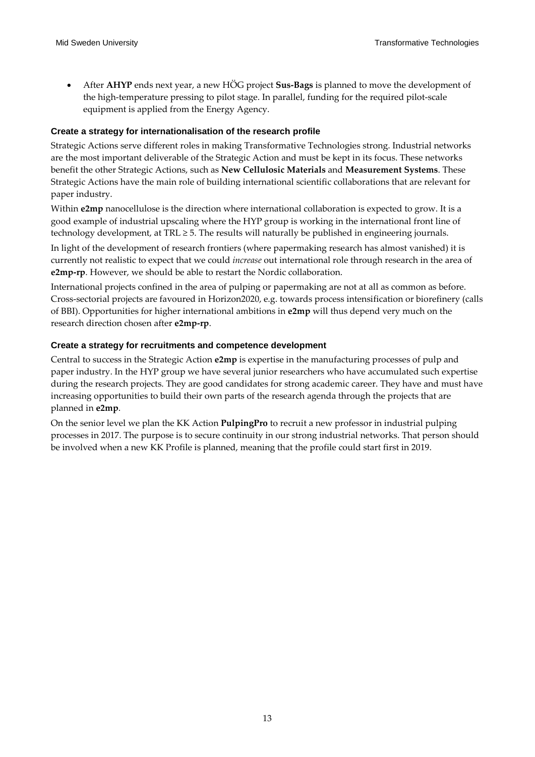- After **AHYP** ends next year, a new HÖG project **Sus-Bags** is planned to move the development of the high-temperature pressing to pilot stage. In parallel, funding for the required pilot-scale equipment is applied from the Energy Agency.

### Create a strategy for internationalisation of the research profile

Strategic Actions serve different roles in making Transformative Technologies strong. Industrial networks are the most important deliverable of the Strategic Action and must be kept in its focus. These networks benefit the other Strategic Actions, such as **New Cellulosic Materials** and **Measurement Systems**. These Strategic Actions have the main role of building international scientific collaborations that are relevant for paper industry.

Within **e2mp** nanocellulose is the direction where international collaboration is expected to grow. It is a good example of industrial upscaling where the HYP group is working in the international front line of technology development, at TRL $\geq 5$. The results will naturally be published in engineering journals.

In light of the development of research frontiers (where papermaking research has almost vanished) it is currently not realistic to expect that we could *increase* out international role through research in the area of **e2mp-rp**. However, we should be able to restart the Nordic collaboration.

International projects confined in the area of pulping or papermaking are not at all as common as before. Cross-sectorial projects are favoured in Horizon2020, e.g. towards process intensification or biorefinery (calls of BBI). Opportunities for higher international ambitions in **e2mp** will thus depend very much on the research direction chosen after **e2mp-rp**.

### Create a strategy for recruitments and competence development

Central to success in the Strategic Action **e2mp** is expertise in the manufacturing processes of pulp and paper industry. In the HYP group we have several junior researchers who have accumulated such expertise during the research projects. They are good candidates for strong academic career. They have and must have increasing opportunities to build their own parts of the research agenda through the projects that are planned in **e2mp**.

On the senior level we plan the KK Action **PulpingPro** to recruit a new professor in industrial pulping processes in 2017. The purpose is to secure continuity in our strong industrial networks. That person should be involved when a new KK Profile is planned, meaning that the profile could start first in 2019.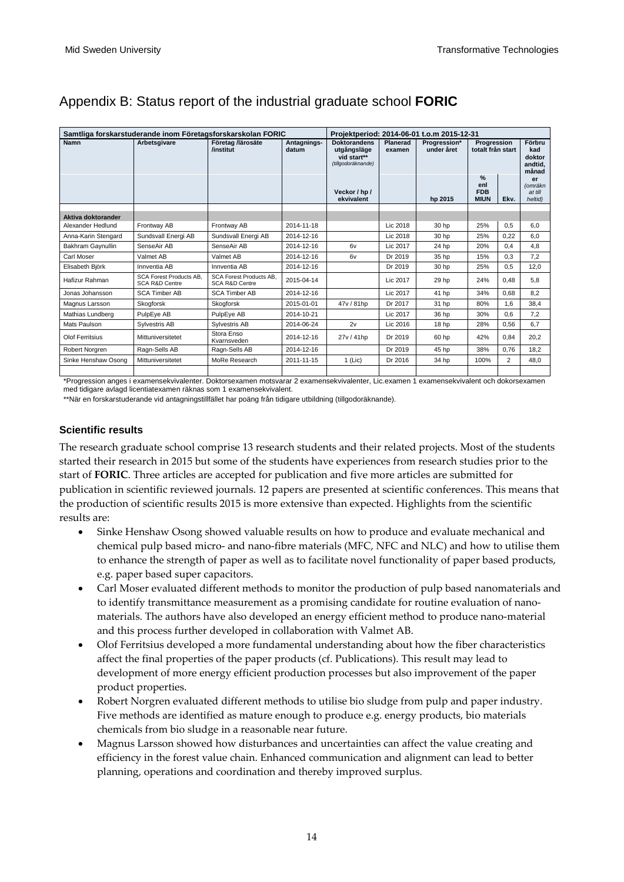# Appendix B: Status report of the industrial graduate school **FORIC**

| Samtliga forskarstuderande inom Företagsforskarskolan FORIC | | | | Projektperiod: 2014-06-01 t.o.m 2015-12-31 | | | | | |
|---|---|---|---|---|---|---|---|---|---|
| Namn | Arbetsgivare | Företag /lärosäte /institut | Antagnings-datum | Doktorandens utgångsläge vid start** (tillgodoräknande) | Planerad examen | Progression* under året | Progression totalt från start | | Förbrukad doktorandtid, månader |
| | | | | Veckor / hp / ekvivalent | | hp 2015 | % enl FDB MIUN | Ekv. | (omräkn at till heltid) |
| **Aktiva doktorander** | | | | | | | | | |
| Alexander Hedlund | Frontway AB | Frontway AB | 2014-11-18 | | Lic 2018 | 30 hp | 25% | 0,5 | 6,0 |
| Anna-Karin Stengard | Sundsvall Energi AB | Sundsvall Energi AB | 2014-12-16 | | Lic 2018 | 30 hp | 25% | 0,22 | 6,0 |
| Bakhram Gaynullin | SenseAir AB | SenseAir AB | 2014-12-16 | 6v | Lic 2017 | 24 hp | 20% | 0,4 | 4,8 |
| Carl Moser | Valmet AB | Valmet AB | 2014-12-16 | 6v | Dr 2019 | 35 hp | 15% | 0,3 | 7,2 |
| Elisabeth Björk | Innventia AB | Innventia AB | 2014-12-16 | | Dr 2019 | 30 hp | 25% | 0,5 | 12,0 |
| Hafizur Rahman | SCA Forest Products AB, SCA R&D Centre | SCA Forest Products AB, SCA R&D Centre | 2015-04-14 | | Lic 2017 | 29 hp | 24% | 0,48 | 5,8 |
| Jonas Johansson | SCA Timber AB | SCA Timber AB | 2014-12-16 | | Lic 2017 | 41 hp | 34% | 0,68 | 8,2 |
| Magnus Larsson | Skogforsk | Skogforsk | 2015-01-01 | 47v / 81hp | Dr 2017 | 31 hp | 80% | 1,6 | 38,4 |
| Mathias Lundberg | PulpEye AB | PulpEye AB | 2014-10-21 | | Lic 2017 | 36 hp | 30% | 0,6 | 7,2 |
| Mats Paulson | Sylvestris AB | Sylvestris AB | 2014-06-24 | 2v | Lic 2016 | 18 hp | 28% | 0,56 | 6,7 |
| Olof Ferritsius | Mittuniversitetet | Stora Enso Kvarnsveden | 2014-12-16 | 27v / 41hp | Dr 2019 | 60 hp | 42% | 0,84 | 20,2 |
| Robert Norgren | Ragn-Sells AB | Ragn-Sells AB | 2014-12-16 | | Dr 2019 | 45 hp | 38% | 0,76 | 18,2 |
| Sinke Henshaw Osong | Mittuniversitetet | MoRe Research | 2011-11-15 | 1 (Lic) | Dr 2016 | 34 hp | 100% | 2 | 48,0 |

*Progression anges i examensekvivalenter. Doktorsexamen motsvarar 2 examensekvivalenter, Lic.examen 1 examensekvivalent och dokorsexamen med tidigare avlagd licentiatexamen räknas som 1 examensekvivalent.

**När en forskarstuderande vid antagningstillfället har poäng från tidigare utbildning (tillgodoräknande).

### Scientific results

The research graduate school comprise 13 research students and their related projects. Most of the students started their research in 2015 but some of the students have experiences from research studies prior to the start of **FORIC**. Three articles are accepted for publication and five more articles are submitted for publication in scientific reviewed journals. 12 papers are presented at scientific conferences. This means that the production of scientific results 2015 is more extensive than expected. Highlights from the scientific results are:

- Sinke Henshaw Osong showed valuable results on how to produce and evaluate mechanical and chemical pulp based micro- and nano-fibre materials (MFC, NFC and NLC) and how to utilise them to enhance the strength of paper as well as to facilitate novel functionality of paper based products, e.g. paper based super capacitors.
- Carl Moser evaluated different methods to monitor the production of pulp based nanomaterials and to identify transmittance measurement as a promising candidate for routine evaluation of nano-materials. The authors have also developed an energy efficient method to produce nano-material and this process further developed in collaboration with Valmet AB.
- Olof Ferritsius developed a more fundamental understanding about how the fiber characteristics affect the final properties of the paper products (cf. Publications). This result may lead to development of more energy efficient production processes but also improvement of the paper product properties.
- Robert Norgren evaluated different methods to utilise bio sludge from pulp and paper industry. Five methods are identified as mature enough to produce e.g. energy products, bio materials chemicals from bio sludge in a reasonable near future.
- Magnus Larsson showed how disturbances and uncertainties can affect the value creating and efficiency in the forest value chain. Enhanced communication and alignment can lead to better planning, operations and coordination and thereby improved surplus.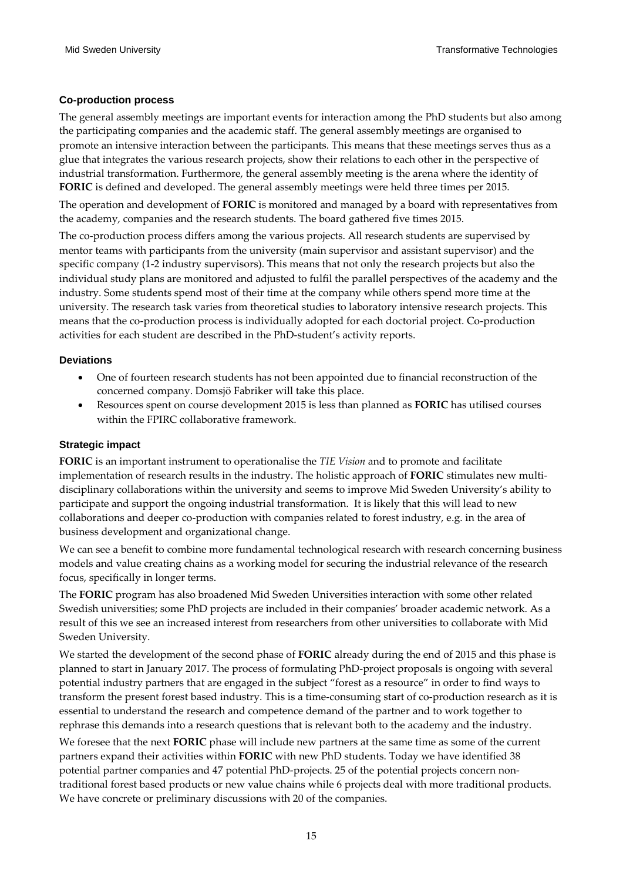### Co-production process

The general assembly meetings are important events for interaction among the PhD students but also among the participating companies and the academic staff. The general assembly meetings are organised to promote an intensive interaction between the participants. This means that these meetings serves thus as a glue that integrates the various research projects, show their relations to each other in the perspective of industrial transformation. Furthermore, the general assembly meeting is the arena where the identity of **FORIC** is defined and developed. The general assembly meetings were held three times per 2015.

The operation and development of **FORIC** is monitored and managed by a board with representatives from the academy, companies and the research students. The board gathered five times 2015.

The co-production process differs among the various projects. All research students are supervised by mentor teams with participants from the university (main supervisor and assistant supervisor) and the specific company (1-2 industry supervisors). This means that not only the research projects but also the individual study plans are monitored and adjusted to fulfil the parallel perspectives of the academy and the industry. Some students spend most of their time at the company while others spend more time at the university. The research task varies from theoretical studies to laboratory intensive research projects. This means that the co-production process is individually adopted for each doctorial project. Co-production activities for each student are described in the PhD-student's activity reports.

### Deviations

- One of fourteen research students has not been appointed due to financial reconstruction of the concerned company. Domsjö Fabriker will take this place.
- Resources spent on course development 2015 is less than planned as **FORIC** has utilised courses within the FPIRC collaborative framework.

### Strategic impact

**FORIC** is an important instrument to operationalise the *TIE Vision* and to promote and facilitate implementation of research results in the industry. The holistic approach of **FORIC** stimulates new multi-disciplinary collaborations within the university and seems to improve Mid Sweden University's ability to participate and support the ongoing industrial transformation. It is likely that this will lead to new collaborations and deeper co-production with companies related to forest industry, e.g. in the area of business development and organizational change.

We can see a benefit to combine more fundamental technological research with research concerning business models and value creating chains as a working model for securing the industrial relevance of the research focus, specifically in longer terms.

The **FORIC** program has also broadened Mid Sweden Universities interaction with some other related Swedish universities; some PhD projects are included in their companies' broader academic network. As a result of this we see an increased interest from researchers from other universities to collaborate with Mid Sweden University.

We started the development of the second phase of **FORIC** already during the end of 2015 and this phase is planned to start in January 2017. The process of formulating PhD-project proposals is ongoing with several potential industry partners that are engaged in the subject "forest as a resource" in order to find ways to transform the present forest based industry. This is a time-consuming start of co-production research as it is essential to understand the research and competence demand of the partner and to work together to rephrase this demands into a research questions that is relevant both to the academy and the industry.

We foresee that the next **FORIC** phase will include new partners at the same time as some of the current partners expand their activities within **FORIC** with new PhD students. Today we have identified 38 potential partner companies and 47 potential PhD-projects. 25 of the potential projects concern non-traditional forest based products or new value chains while 6 projects deal with more traditional products. We have concrete or preliminary discussions with 20 of the companies.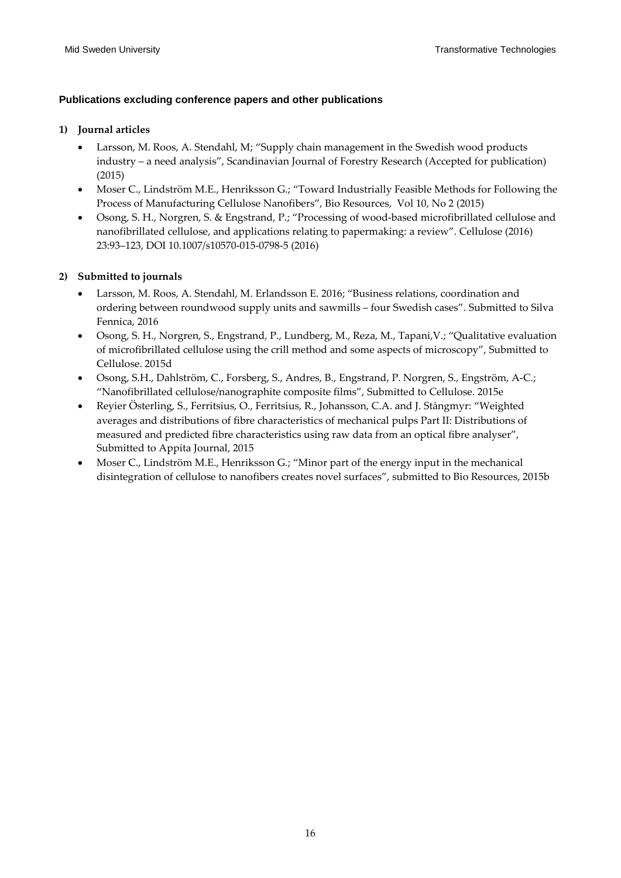### Publications excluding conference papers and other publications

**1) Journal articles**

- Larsson, M. Roos, A. Stendahl, M; "Supply chain management in the Swedish wood products industry – a need analysis", Scandinavian Journal of Forestry Research (Accepted for publication) (2015)
- Moser C., Lindström M.E., Henriksson G.; "Toward Industrially Feasible Methods for Following the Process of Manufacturing Cellulose Nanofibers", Bio Resources, Vol 10, No 2 (2015)
- Osong, S. H., Norgren, S. & Engstrand, P.; "Processing of wood-based microfibrillated cellulose and nanofibrillated cellulose, and applications relating to papermaking: a review". Cellulose (2016) 23:93–123, DOI 10.1007/s10570-015-0798-5 (2016)

**2) Submitted to journals**

- Larsson, M. Roos, A. Stendahl, M. Erlandsson E. 2016; "Business relations, coordination and ordering between roundwood supply units and sawmills – four Swedish cases". Submitted to Silva Fennica, 2016
- Osong, S. H., Norgren, S., Engstrand, P., Lundberg, M., Reza, M., Tapani,V.; "Qualitative evaluation of microfibrillated cellulose using the crill method and some aspects of microscopy", Submitted to Cellulose. 2015d
- Osong, S.H., Dahlström, C., Forsberg, S., Andres, B., Engstrand, P. Norgren, S., Engström, A-C.; "Nanofibrillated cellulose/nanographite composite films", Submitted to Cellulose. 2015e
- Reyier Österling, S., Ferritsius, O., Ferritsius, R., Johansson, C.A. and J. Stångmyr: "Weighted averages and distributions of fibre characteristics of mechanical pulps Part II: Distributions of measured and predicted fibre characteristics using raw data from an optical fibre analyser", Submitted to Appita Journal, 2015
- Moser C., Lindström M.E., Henriksson G.; "Minor part of the energy input in the mechanical disintegration of cellulose to nanofibers creates novel surfaces", submitted to Bio Resources, 2015b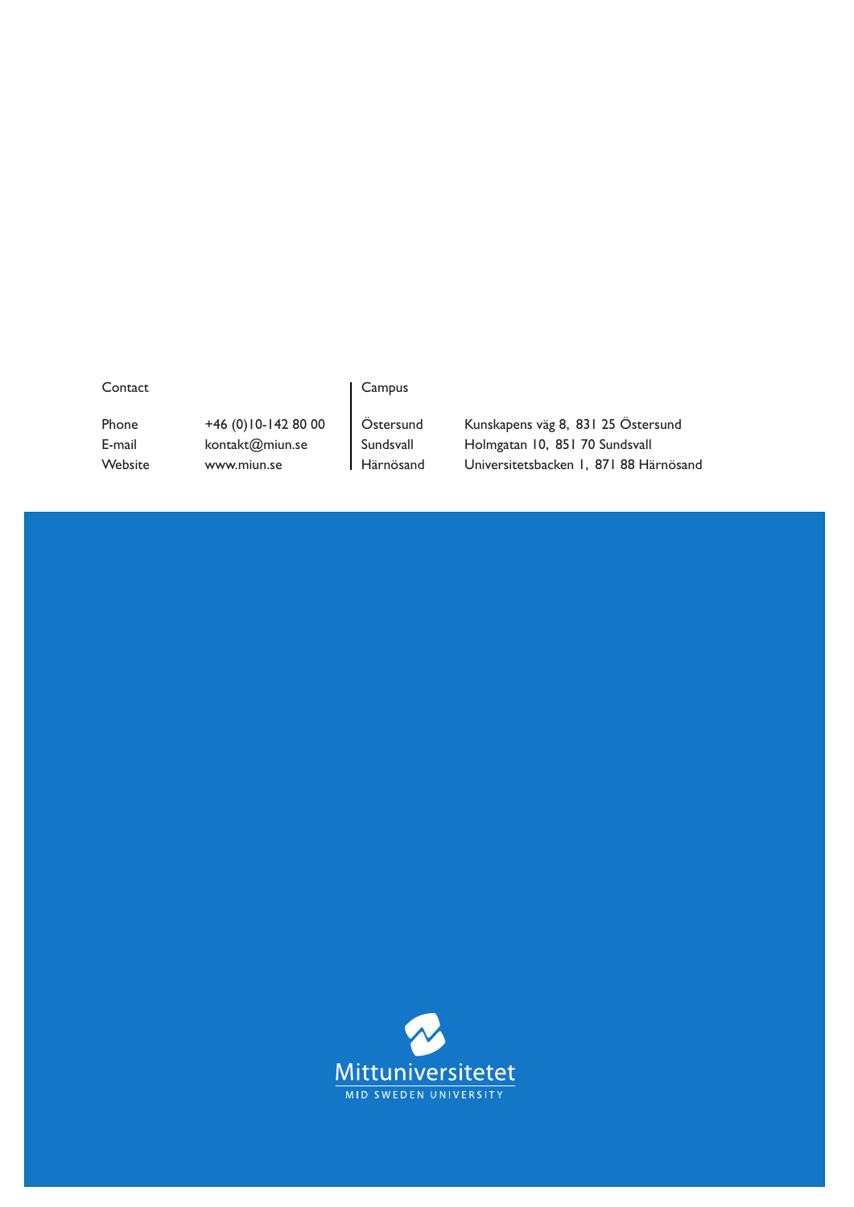| Contact | | Campus | |
| --- | --- | --- | --- |
| Phone | +46 (0)10-142 80 00 | Östersund | Kunskapens väg 8, 831 25 Östersund |
| E-mail | kontakt@miun.se | Sundsvall | Holmgatan 10, 851 70 Sundsvall |
| Website | www.miun.se | Härnösand | Universitetsbacken 1, 871 88 Härnösand |

Mittuniversitetet

MID SWEDEN UNIVERSITY